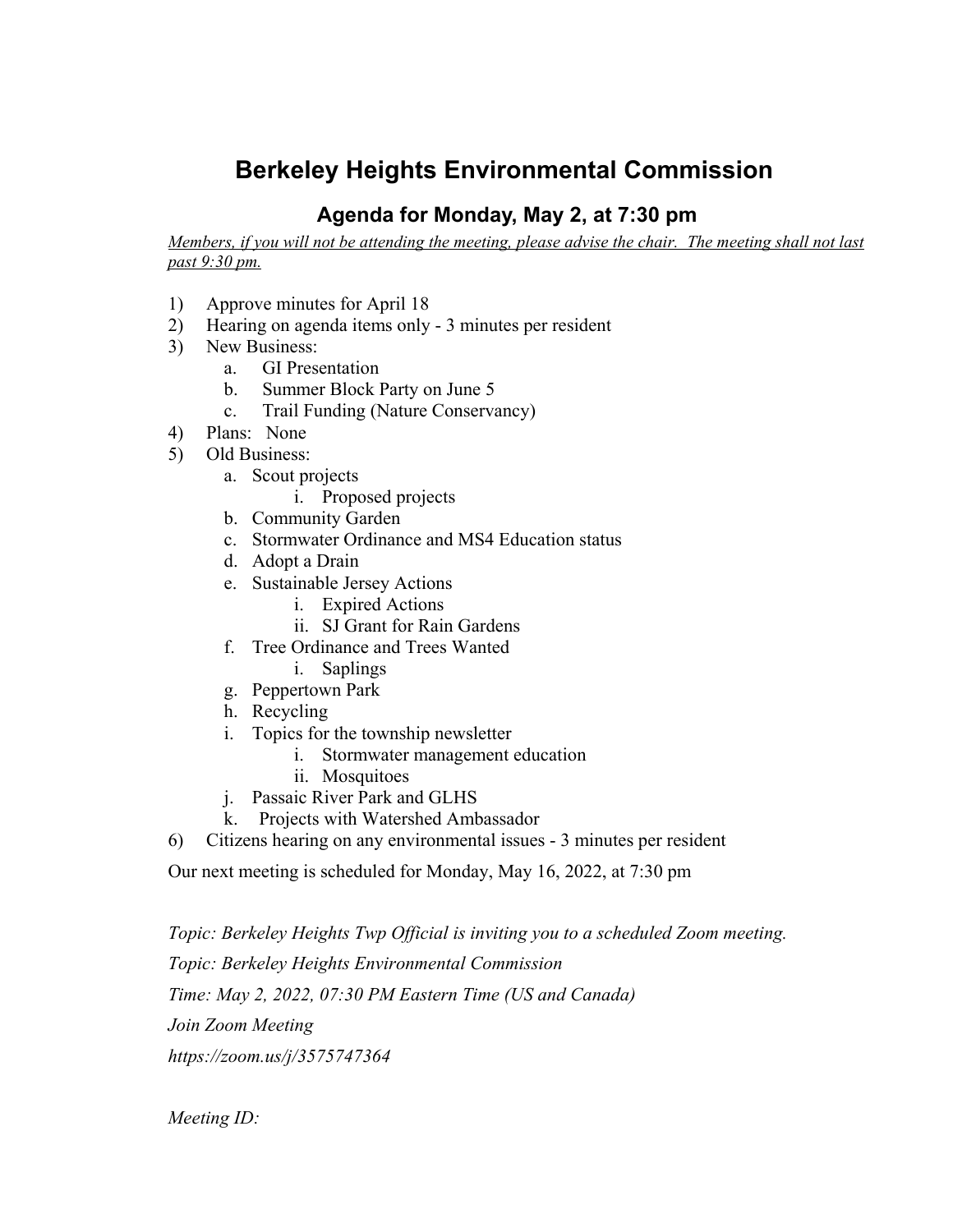# Berkeley Heights Environmental Commission

## Agenda for Monday, May 2, at 7:30 pm

*Members, if you will not be attending the meeting, please advise the chair. The meeting shall not last past 9:30 pm.*

1) Approve minutes for April 18
2) Hearing on agenda items only - 3 minutes per resident
3) New Business:
    a. GI Presentation
    b. Summer Block Party on June 5
    c. Trail Funding (Nature Conservancy)
4) Plans: None
5) Old Business:
    a. Scout projects
        i. Proposed projects
    b. Community Garden
    c. Stormwater Ordinance and MS4 Education status
    d. Adopt a Drain
    e. Sustainable Jersey Actions
        i. Expired Actions
        ii. SJ Grant for Rain Gardens
    f. Tree Ordinance and Trees Wanted
        i. Saplings
    g. Peppertown Park
    h. Recycling
    i. Topics for the township newsletter
        i. Stormwater management education
        ii. Mosquitoes
    j. Passaic River Park and GLHS
    k. Projects with Watershed Ambassador
6) Citizens hearing on any environmental issues - 3 minutes per resident

Our next meeting is scheduled for Monday, May 16, 2022, at 7:30 pm

*Topic: Berkeley Heights Twp Official is inviting you to a scheduled Zoom meeting.*

*Topic: Berkeley Heights Environmental Commission*

*Time: May 2, 2022, 07:30 PM Eastern Time (US and Canada)*

*Join Zoom Meeting*

*https://zoom.us/j/3575747364*

*Meeting ID:*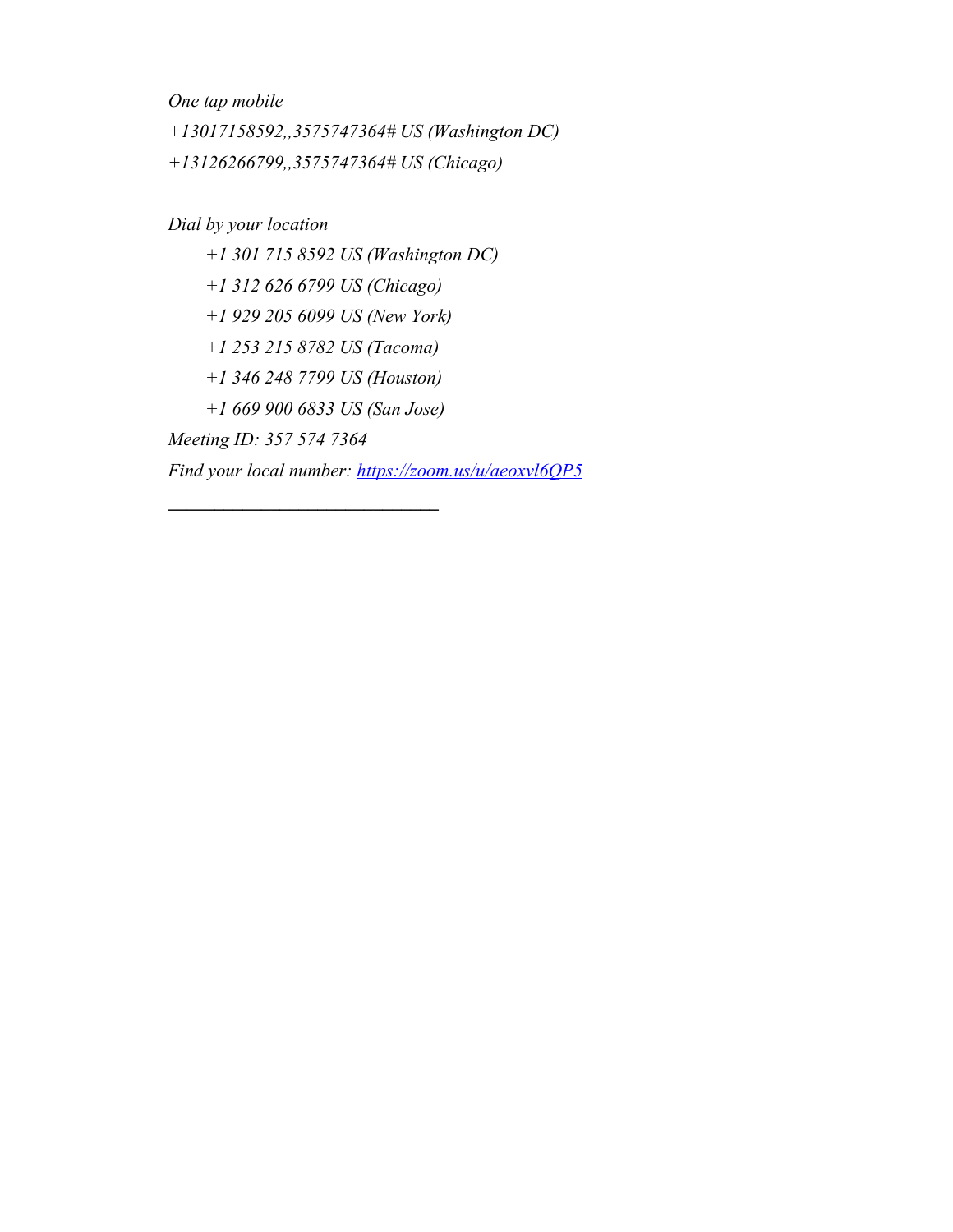*One tap mobile*

*+13017158592,,3575747364# US (Washington DC)*

*+13126266799,,3575747364# US (Chicago)*

*Dial by your location*

*+1 301 715 8592 US (Washington DC)*

*+1 312 626 6799 US (Chicago)*

*+1 929 205 6099 US (New York)*

*+1 253 215 8782 US (Tacoma)*

*+1 346 248 7799 US (Houston)*

*+1 669 900 6833 US (San Jose)*

*Meeting ID: 357 574 7364*

*Find your local number: [https://zoom.us/u/aeoxvl6QP5](https://zoom.us/u/aeoxvl6QP5)*

---